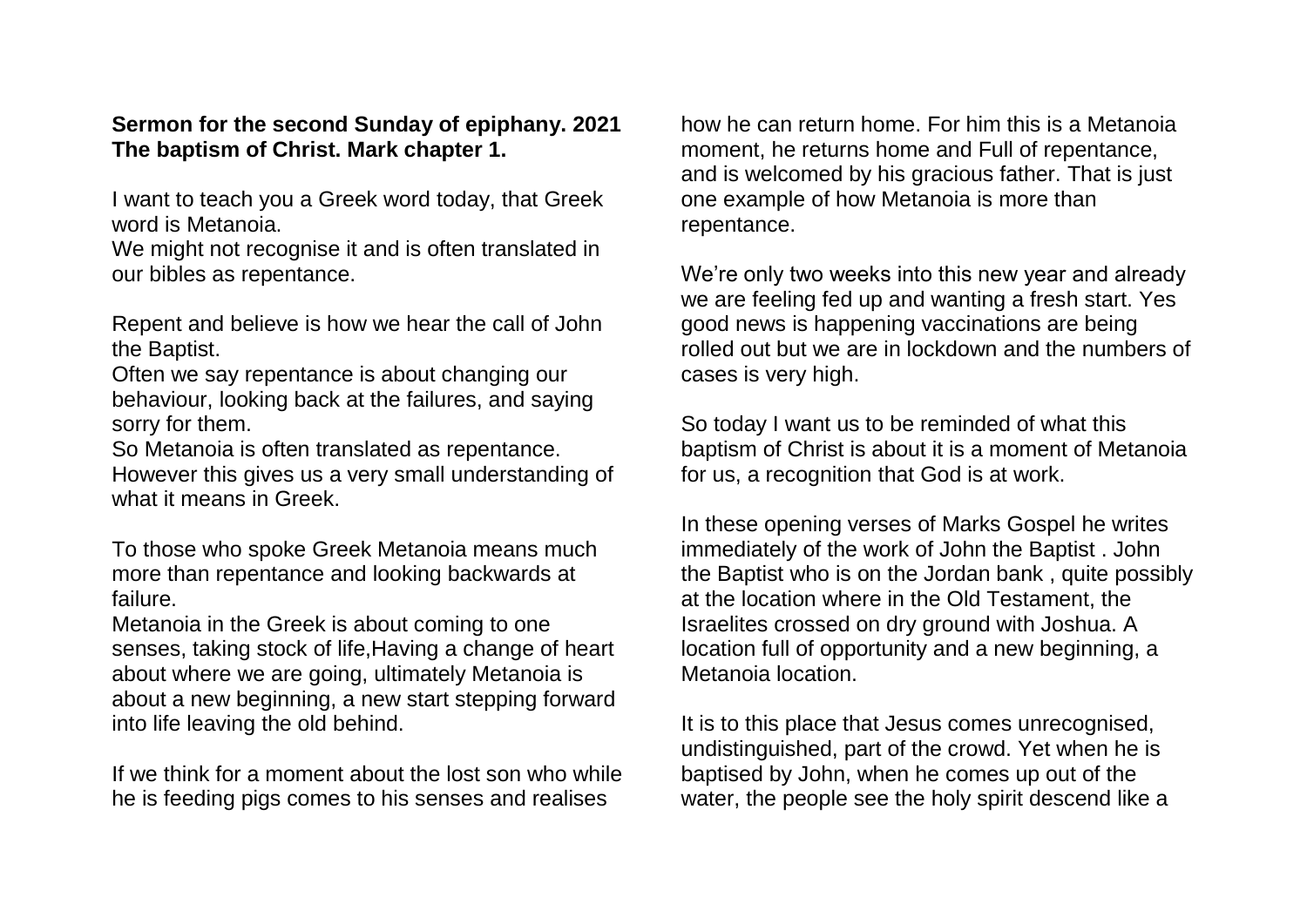**Sermon for the second Sunday of epiphany. 2021**
**The baptism of Christ. Mark chapter 1.**

I want to teach you a Greek word today, that Greek word is Metanoia.
We might not recognise it and is often translated in our bibles as repentance.

Repent and believe is how we hear the call of John the Baptist.
Often we say repentance is about changing our behaviour, looking back at the failures, and saying sorry for them.
So Metanoia is often translated as repentance.
However this gives us a very small understanding of what it means in Greek.

To those who spoke Greek Metanoia means much more than repentance and looking backwards at failure.
Metanoia in the Greek is about coming to one senses, taking stock of life,Having a change of heart about where we are going, ultimately Metanoia is about a new beginning, a new start stepping forward into life leaving the old behind.

If we think for a moment about the lost son who while he is feeding pigs comes to his senses and realises how he can return home. For him this is a Metanoia moment, he returns home and Full of repentance, and is welcomed by his gracious father. That is just one example of how Metanoia is more than repentance.

We're only two weeks into this new year and already we are feeling fed up and wanting a fresh start. Yes good news is happening vaccinations are being rolled out but we are in lockdown and the numbers of cases is very high.

So today I want us to be reminded of what this baptism of Christ is about it is a moment of Metanoia for us, a recognition that God is at work.

In these opening verses of Marks Gospel he writes immediately of the work of John the Baptist . John the Baptist who is on the Jordan bank , quite possibly at the location where in the Old Testament, the Israelites crossed on dry ground with Joshua. A location full of opportunity and a new beginning, a Metanoia location.

It is to this place that Jesus comes unrecognised, undistinguished, part of the crowd. Yet when he is baptised by John, when he comes up out of the water, the people see the holy spirit descend like a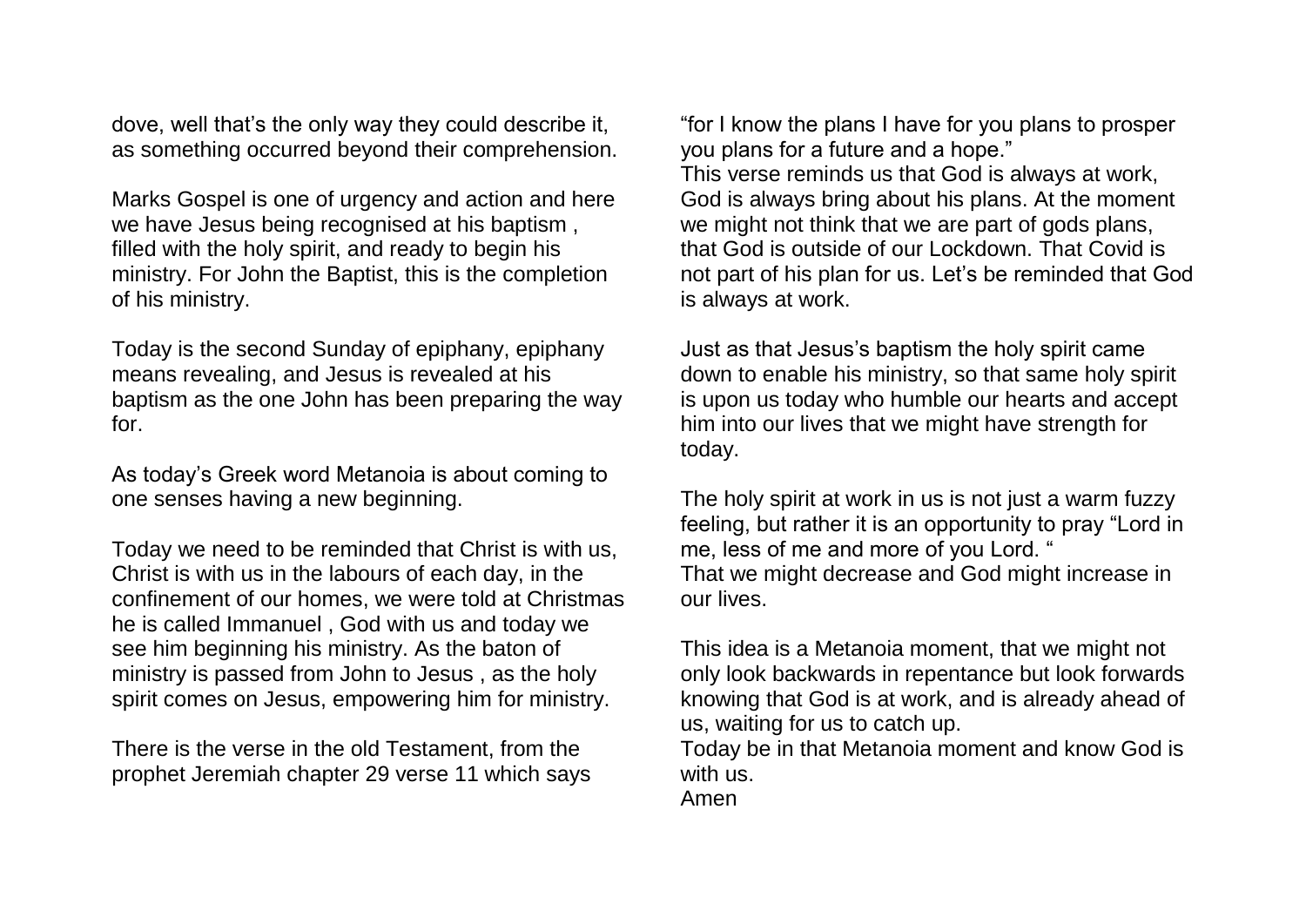dove, well that's the only way they could describe it, as something occurred beyond their comprehension.

Marks Gospel is one of urgency and action and here we have Jesus being recognised at his baptism , filled with the holy spirit, and ready to begin his ministry. For John the Baptist, this is the completion of his ministry.

Today is the second Sunday of epiphany, epiphany means revealing, and Jesus is revealed at his baptism as the one John has been preparing the way for.

As today's Greek word Metanoia is about coming to one senses having a new beginning.

Today we need to be reminded that Christ is with us, Christ is with us in the labours of each day, in the confinement of our homes, we were told at Christmas he is called Immanuel , God with us and today we see him beginning his ministry. As the baton of ministry is passed from John to Jesus , as the holy spirit comes on Jesus, empowering him for ministry.

There is the verse in the old Testament, from the prophet Jeremiah chapter 29 verse 11 which says "for I know the plans I have for you plans to prosper you plans for a future and a hope."
This verse reminds us that God is always at work, God is always bring about his plans. At the moment we might not think that we are part of gods plans, that God is outside of our Lockdown. That Covid is not part of his plan for us. Let's be reminded that God is always at work.

Just as that Jesus's baptism the holy spirit came down to enable his ministry, so that same holy spirit is upon us today who humble our hearts and accept him into our lives that we might have strength for today.

The holy spirit at work in us is not just a warm fuzzy feeling, but rather it is an opportunity to pray "Lord in me, less of me and more of you Lord. "
That we might decrease and God might increase in our lives.

This idea is a Metanoia moment, that we might not only look backwards in repentance but look forwards knowing that God is at work, and is already ahead of us, waiting for us to catch up.
Today be in that Metanoia moment and know God is with us.
Amen